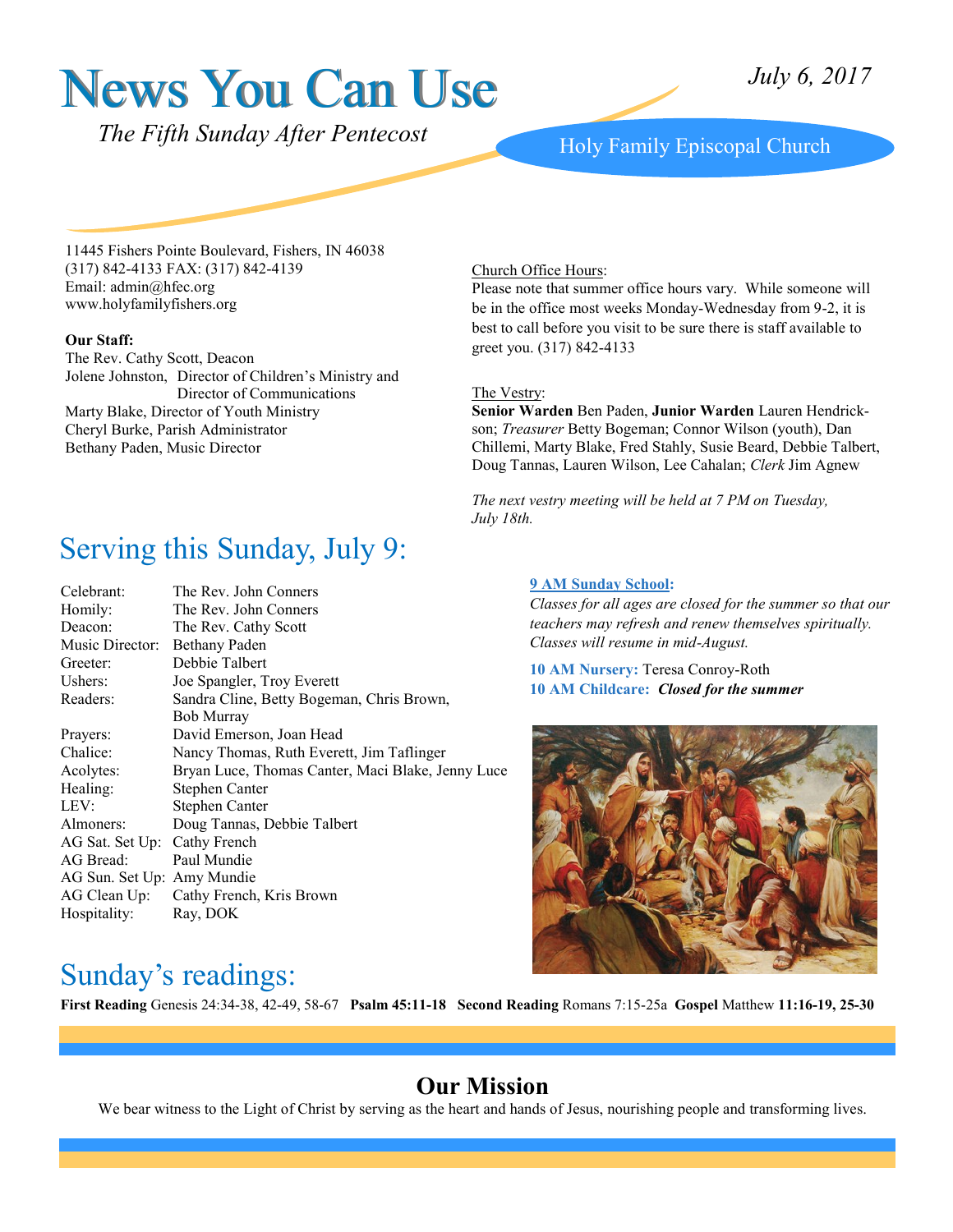# News You Can Use

*July 6, 2017*

*The Fifth Sunday After Pentecost*

Holy Family Episcopal Church

11445 Fishers Pointe Boulevard, Fishers, IN 46038
(317) 842-4133 FAX: (317) 842-4139
Email: admin@hfec.org
www.holyfamilyfishers.org

**Our Staff:**
The Rev. Cathy Scott, Deacon
Jolene Johnston, Director of Children's Ministry and Director of Communications
Marty Blake, Director of Youth Ministry
Cheryl Burke, Parish Administrator
Bethany Paden, Music Director

Church Office Hours:
Please note that summer office hours vary. While someone will be in the office most weeks Monday-Wednesday from 9-2, it is best to call before you visit to be sure there is staff available to greet you. (317) 842-4133

The Vestry:
**Senior Warden** Ben Paden, **Junior Warden** Lauren Hendrickson; *Treasurer* Betty Bogeman; Connor Wilson (youth), Dan Chillemi, Marty Blake, Fred Stahly, Susie Beard, Debbie Talbert, Doug Tannas, Lauren Wilson, Lee Cahalan; *Clerk* Jim Agnew

*The next vestry meeting will be held at 7 PM on Tuesday, July 18th.*

## Serving this Sunday, July 9:

| | |
|---|---|
| Celebrant: | The Rev. John Conners |
| Homily: | The Rev. John Conners |
| Deacon: | The Rev. Cathy Scott |
| Music Director: | Bethany Paden |
| Greeter: | Debbie Talbert |
| Ushers: | Joe Spangler, Troy Everett |
| Readers: | Sandra Cline, Betty Bogeman, Chris Brown, Bob Murray |
| Prayers: | David Emerson, Joan Head |
| Chalice: | Nancy Thomas, Ruth Everett, Jim Taflinger |
| Acolytes: | Bryan Luce, Thomas Canter, Maci Blake, Jenny Luce |
| Healing: | Stephen Canter |
| LEV: | Stephen Canter |
| Almoners: | Doug Tannas, Debbie Talbert |
| AG Sat. Set Up: | Cathy French |
| AG Bread: | Paul Mundie |
| AG Sun. Set Up: | Amy Mundie |
| AG Clean Up: | Cathy French, Kris Brown |
| Hospitality: | Ray, DOK |

**9 AM Sunday School:**
*Classes for all ages are closed for the summer so that our teachers may refresh and renew themselves spiritually. Classes will resume in mid-August.*

**10 AM Nursery:** Teresa Conroy-Roth
**10 AM Childcare:** ***Closed for the summer***

## Sunday's readings:

**First Reading** Genesis 24:34-38, 42-49, 58-67 **Psalm 45:11-18** **Second Reading** Romans 7:15-25a **Gospel** Matthew **11:16-19, 25-30**

## Our Mission

We bear witness to the Light of Christ by serving as the heart and hands of Jesus, nourishing people and transforming lives.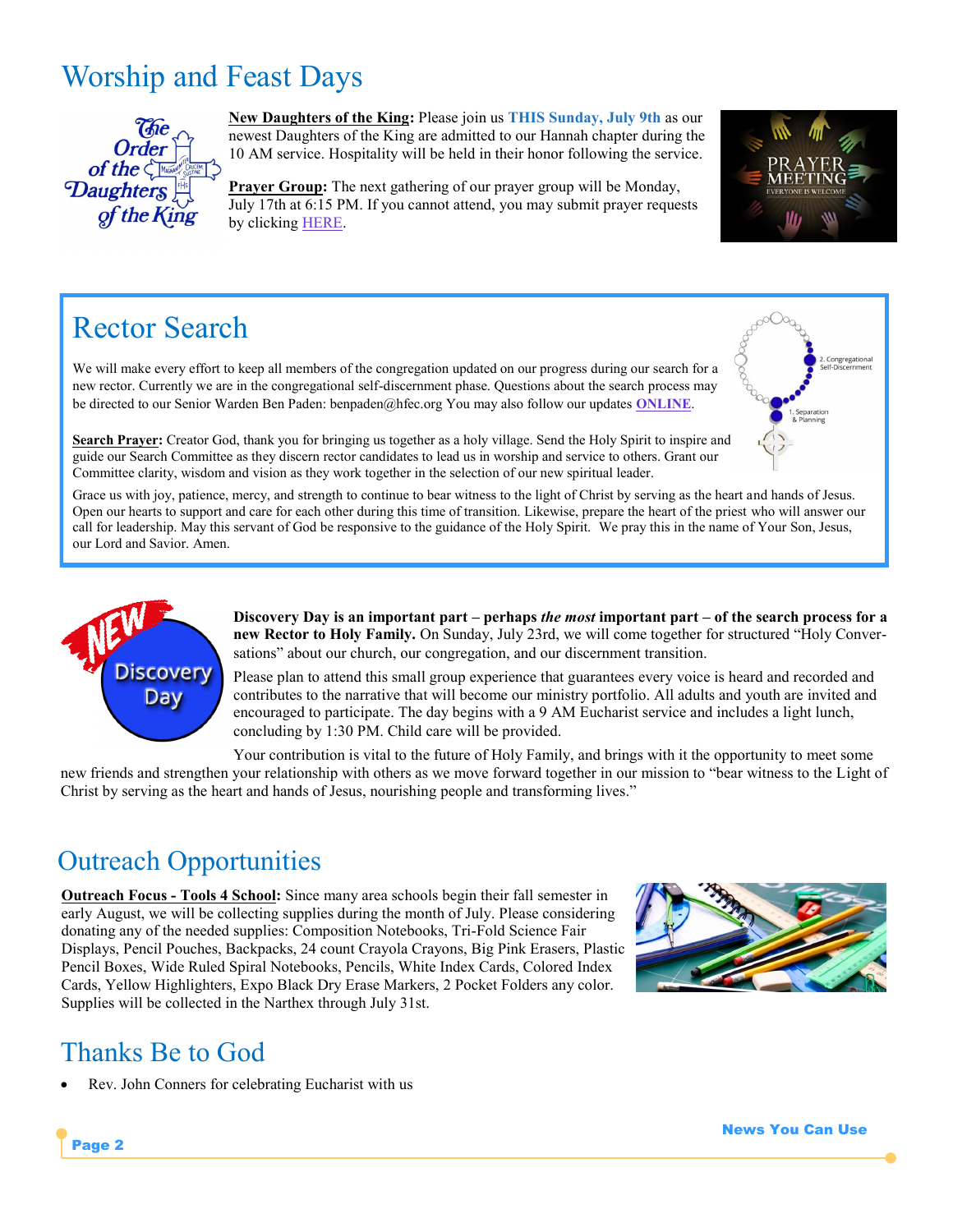# Worship and Feast Days

**New Daughters of the King:** Please join us **THIS Sunday, July 9th** as our newest Daughters of the King are admitted to our Hannah chapter during the 10 AM service. Hospitality will be held in their honor following the service.

**Prayer Group:** The next gathering of our prayer group will be Monday, July 17th at 6:15 PM. If you cannot attend, you may submit prayer requests by clicking HERE.

# Rector Search

We will make every effort to keep all members of the congregation updated on our progress during our search for a new rector. Currently we are in the congregational self-discernment phase. Questions about the search process may be directed to our Senior Warden Ben Paden: benpaden@hfec.org You may also follow our updates **ONLINE**.

**Search Prayer:** Creator God, thank you for bringing us together as a holy village. Send the Holy Spirit to inspire and guide our Search Committee as they discern rector candidates to lead us in worship and service to others. Grant our Committee clarity, wisdom and vision as they work together in the selection of our new spiritual leader.

Grace us with joy, patience, mercy, and strength to continue to bear witness to the light of Christ by serving as the heart and hands of Jesus. Open our hearts to support and care for each other during this time of transition. Likewise, prepare the heart of the priest who will answer our call for leadership. May this servant of God be responsive to the guidance of the Holy Spirit. We pray this in the name of Your Son, Jesus, our Lord and Savior. Amen.

**Discovery Day is an important part – perhaps *the most* important part – of the search process for a new Rector to Holy Family.** On Sunday, July 23rd, we will come together for structured "Holy Conversations" about our church, our congregation, and our discernment transition.

Please plan to attend this small group experience that guarantees every voice is heard and recorded and contributes to the narrative that will become our ministry portfolio. All adults and youth are invited and encouraged to participate. The day begins with a 9 AM Eucharist service and includes a light lunch, concluding by 1:30 PM. Child care will be provided.

Your contribution is vital to the future of Holy Family, and brings with it the opportunity to meet some new friends and strengthen your relationship with others as we move forward together in our mission to "bear witness to the Light of Christ by serving as the heart and hands of Jesus, nourishing people and transforming lives."

# Outreach Opportunities

**Outreach Focus - Tools 4 School:** Since many area schools begin their fall semester in early August, we will be collecting supplies during the month of July. Please considering donating any of the needed supplies: Composition Notebooks, Tri-Fold Science Fair Displays, Pencil Pouches, Backpacks, 24 count Crayola Crayons, Big Pink Erasers, Plastic Pencil Boxes, Wide Ruled Spiral Notebooks, Pencils, White Index Cards, Colored Index Cards, Yellow Highlighters, Expo Black Dry Erase Markers, 2 Pocket Folders any color. Supplies will be collected in the Narthex through July 31st.

# Thanks Be to God

- Rev. John Conners for celebrating Eucharist with us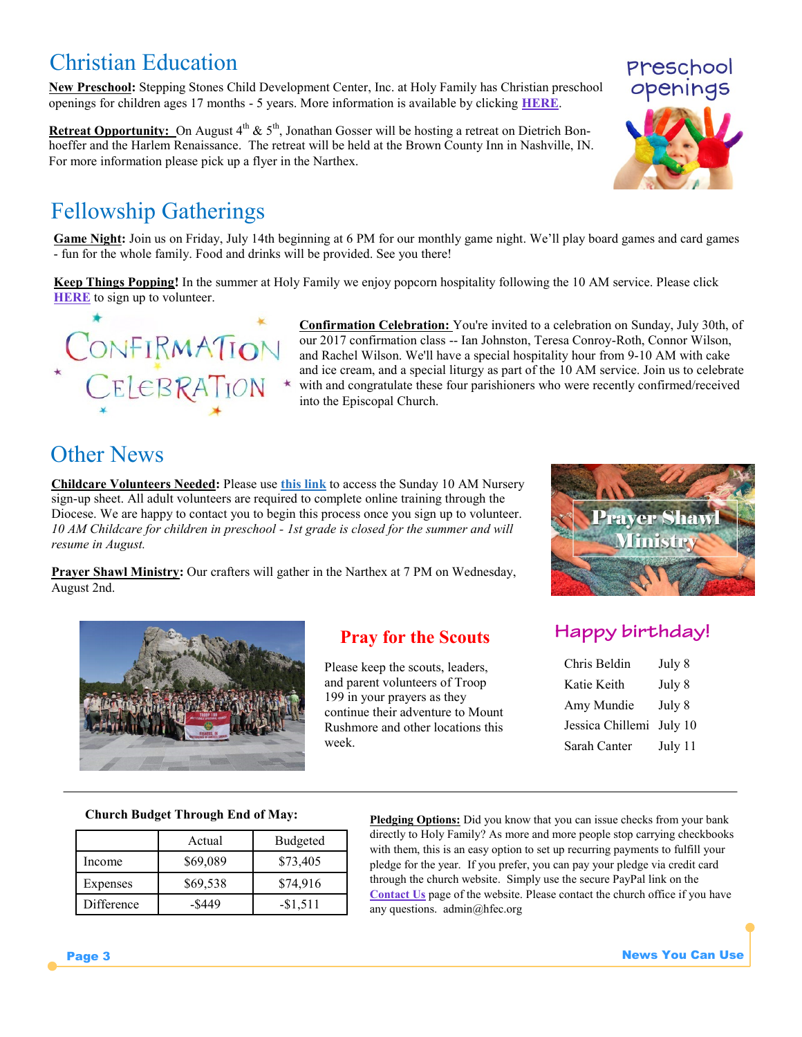## Christian Education

**New Preschool:** Stepping Stones Child Development Center, Inc. at Holy Family has Christian preschool openings for children ages 17 months - 5 years. More information is available by clicking **HERE**.

Preschool openings

**Retreat Opportunity:** On August 4th & 5th, Jonathan Gosser will be hosting a retreat on Dietrich Bonhoeffer and the Harlem Renaissance. The retreat will be held at the Brown County Inn in Nashville, IN. For more information please pick up a flyer in the Narthex.

## Fellowship Gatherings

**Game Night:** Join us on Friday, July 14th beginning at 6 PM for our monthly game night. We'll play board games and card games - fun for the whole family. Food and drinks will be provided. See you there!

**Keep Things Popping!** In the summer at Holy Family we enjoy popcorn hospitality following the 10 AM service. Please click **HERE** to sign up to volunteer.

Confirmation Celebration

**Confirmation Celebration:** You're invited to a celebration on Sunday, July 30th, of our 2017 confirmation class -- Ian Johnston, Teresa Conroy-Roth, Connor Wilson, and Rachel Wilson. We'll have a special hospitality hour from 9-10 AM with cake and ice cream, and a special liturgy as part of the 10 AM service. Join us to celebrate with and congratulate these four parishioners who were recently confirmed/received into the Episcopal Church.

## Other News

**Childcare Volunteers Needed:** Please use **this link** to access the Sunday 10 AM Nursery sign-up sheet. All adult volunteers are required to complete online training through the Diocese. We are happy to contact you to begin this process once you sign up to volunteer. *10 AM Childcare for children in preschool - 1st grade is closed for the summer and will resume in August.*

**Prayer Shawl Ministry:** Our crafters will gather in the Narthex at 7 PM on Wednesday, August 2nd.

Prayer Shawl Ministry

### Pray for the Scouts

Please keep the scouts, leaders, and parent volunteers of Troop 199 in your prayers as they continue their adventure to Mount Rushmore and other locations this week.

### Happy birthday!

| | |
|---|---|
| Chris Beldin | July 8 |
| Katie Keith | July 8 |
| Amy Mundie | July 8 |
| Jessica Chillemi | July 10 |
| Sarah Canter | July 11 |

**Church Budget Through End of May:**

| | Actual | Budgeted |
|---|---|---|
| Income | $69,089 | $73,405 |
| Expenses | $69,538 | $74,916 |
| Difference | -$449 | -$1,511 |

**Pledging Options:** Did you know that you can issue checks from your bank directly to Holy Family? As more and more people stop carrying checkbooks with them, this is an easy option to set up recurring payments to fulfill your pledge for the year. If you prefer, you can pay your pledge via credit card through the church website. Simply use the secure PayPal link on the **Contact Us** page of the website. Please contact the church office if you have any questions. admin@hfec.org